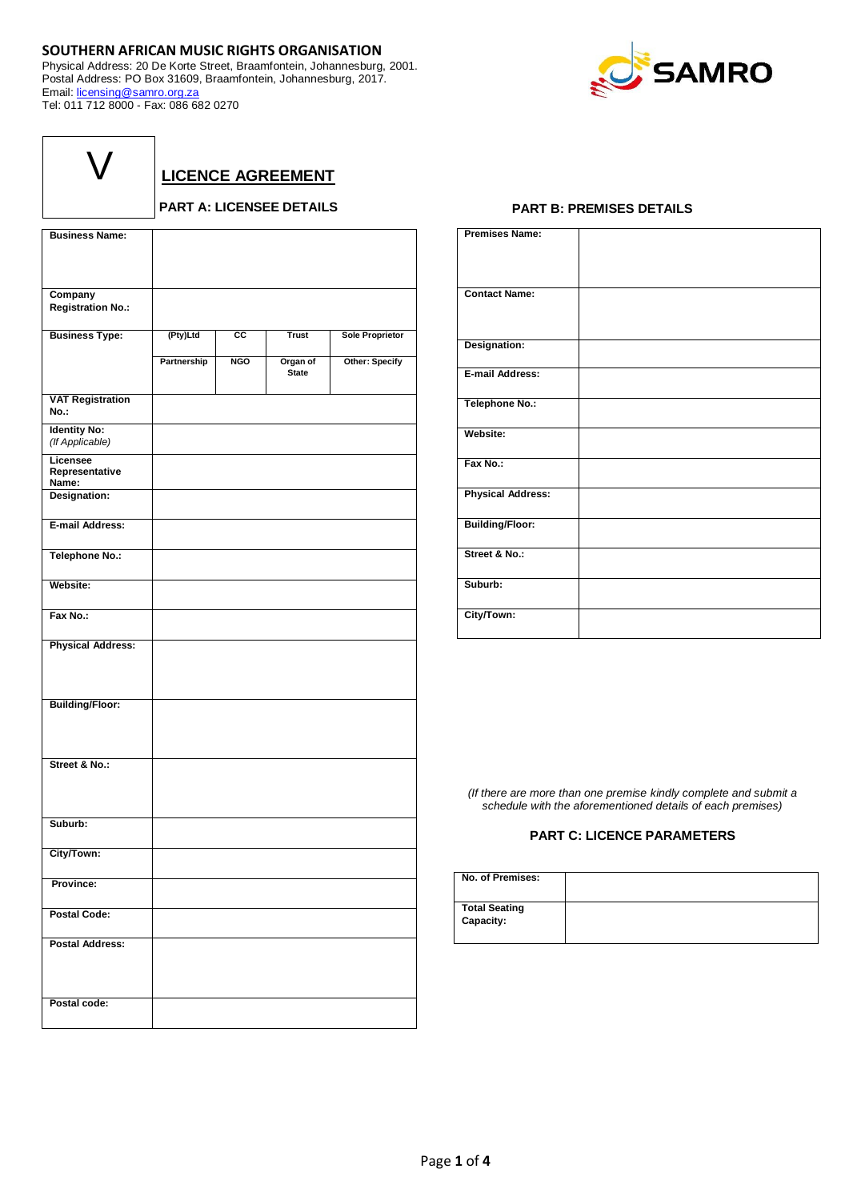**SOUTHERN AFRICAN MUSIC RIGHTS ORGANISATION**
Physical Address: 20 De Korte Street, Braamfontein, Johannesburg, 2001.
Postal Address: PO Box 31609, Braamfontein, Johannesburg, 2017.
Email: licensing@samro.org.za
Tel: 011 712 8000 - Fax: 086 682 0270

SAMRO

V

# LICENCE AGREEMENT

## PART A: LICENSEE DETAILS

| | | | | |
|---|---|---|---|---|
| **Business Name:** | | | | |
| **Company Registration No.:** | | | | |
| **Business Type:** | **(Pty)Ltd** | **CC** | **Trust** | **Sole Proprietor** |
| | **Partnership** | **NGO** | **Organ of State** | **Other: Specify** |
| **VAT Registration No.:** | | | | |
| **Identity No:** *(If Applicable)* | | | | |
| **Licensee Representative Name:** | | | | |
| **Designation:** | | | | |
| **E-mail Address:** | | | | |
| **Telephone No.:** | | | | |
| **Website:** | | | | |
| **Fax No.:** | | | | |
| **Physical Address:** | | | | |
| **Building/Floor:** | | | | |
| **Street & No.:** | | | | |
| **Suburb:** | | | | |
| **City/Town:** | | | | |
| **Province:** | | | | |
| **Postal Code:** | | | | |
| **Postal Address:** | | | | |
| **Postal code:** | | | | |

## PART B: PREMISES DETAILS

| | |
|---|---|
| **Premises Name:** | |
| **Contact Name:** | |
| **Designation:** | |
| **E-mail Address:** | |
| **Telephone No.:** | |
| **Website:** | |
| **Fax No.:** | |
| **Physical Address:** | |
| **Building/Floor:** | |
| **Street & No.:** | |
| **Suburb:** | |
| **City/Town:** | |

*(If there are more than one premise kindly complete and submit a schedule with the aforementioned details of each premises)*

## PART C: LICENCE PARAMETERS

| | |
|---|---|
| **No. of Premises:** | |
| **Total Seating Capacity:** | |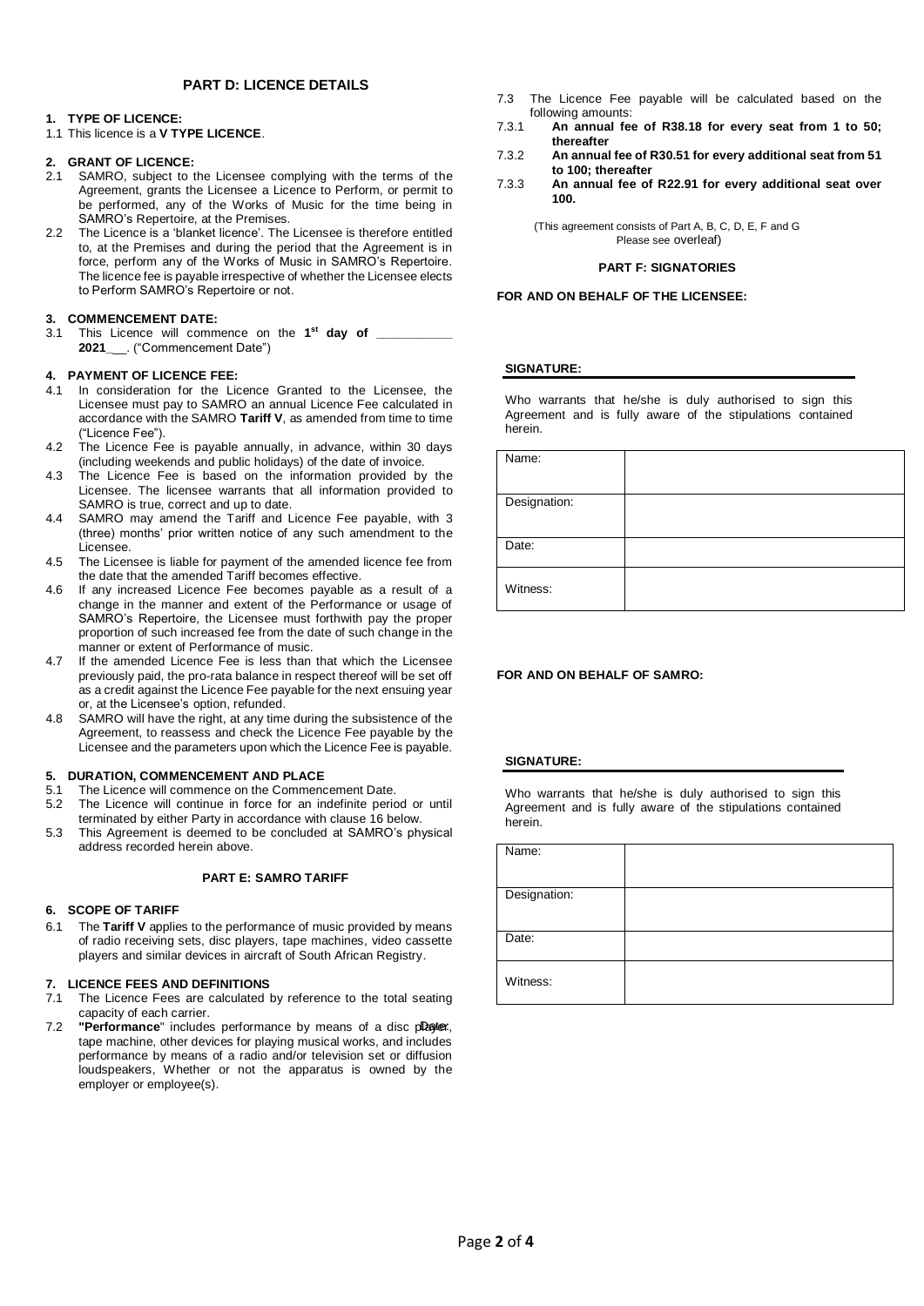## PART D: LICENCE DETAILS

### 1. TYPE OF LICENCE:

1.1 This licence is a **V TYPE LICENCE**.

### 2. GRANT OF LICENCE:

2.1 SAMRO, subject to the Licensee complying with the terms of the Agreement, grants the Licensee a Licence to Perform, or permit to be performed, any of the Works of Music for the time being in SAMRO's Repertoire, at the Premises.

2.2 The Licence is a 'blanket licence'. The Licensee is therefore entitled to, at the Premises and during the period that the Agreement is in force, perform any of the Works of Music in SAMRO's Repertoire. The licence fee is payable irrespective of whether the Licensee elects to Perform SAMRO's Repertoire or not.

### 3. COMMENCEMENT DATE:

3.1 This Licence will commence on the **1st day of \_\_\_\_\_\_\_\_\_\_\_ 2021**\_\_\_. ("Commencement Date")

### 4. PAYMENT OF LICENCE FEE:

4.1 In consideration for the Licence Granted to the Licensee, the Licensee must pay to SAMRO an annual Licence Fee calculated in accordance with the SAMRO **Tariff V**, as amended from time to time ("Licence Fee").

4.2 The Licence Fee is payable annually, in advance, within 30 days (including weekends and public holidays) of the date of invoice.

4.3 The Licence Fee is based on the information provided by the Licensee. The licensee warrants that all information provided to SAMRO is true, correct and up to date.

4.4 SAMRO may amend the Tariff and Licence Fee payable, with 3 (three) months' prior written notice of any such amendment to the Licensee.

4.5 The Licensee is liable for payment of the amended licence fee from the date that the amended Tariff becomes effective.

4.6 If any increased Licence Fee becomes payable as a result of a change in the manner and extent of the Performance or usage of SAMRO's Repertoire, the Licensee must forthwith pay the proper proportion of such increased fee from the date of such change in the manner or extent of Performance of music.

4.7 If the amended Licence Fee is less than that which the Licensee previously paid, the pro-rata balance in respect thereof will be set off as a credit against the Licence Fee payable for the next ensuing year or, at the Licensee's option, refunded.

4.8 SAMRO will have the right, at any time during the subsistence of the Agreement, to reassess and check the Licence Fee payable by the Licensee and the parameters upon which the Licence Fee is payable.

### 5. DURATION, COMMENCEMENT AND PLACE

5.1 The Licence will commence on the Commencement Date.

5.2 The Licence will continue in force for an indefinite period or until terminated by either Party in accordance with clause 16 below.

5.3 This Agreement is deemed to be concluded at SAMRO's physical address recorded herein above.

## PART E: SAMRO TARIFF

### 6. SCOPE OF TARIFF

6.1 The **Tariff V** applies to the performance of music provided by means of radio receiving sets, disc players, tape machines, video cassette players and similar devices in aircraft of South African Registry.

### 7. LICENCE FEES AND DEFINITIONS

7.1 The Licence Fees are calculated by reference to the total seating capacity of each carrier.

7.2 **"Performance**" includes performance by means of a disc player, tape machine, other devices for playing musical works, and includes performance by means of a radio and/or television set or diffusion loudspeakers, Whether or not the apparatus is owned by the employer or employee(s).

7.3 The Licence Fee payable will be calculated based on the following amounts:

7.3.1 **An annual fee of R38.18 for every seat from 1 to 50; thereafter**

7.3.2 **An annual fee of R30.51 for every additional seat from 51 to 100; thereafter**

7.3.3 **An annual fee of R22.91 for every additional seat over 100.**

(This agreement consists of Part A, B, C, D, E, F and G Please see overleaf)

## PART F: SIGNATORIES

**FOR AND ON BEHALF OF THE LICENSEE:**

**SIGNATURE:**

Who warrants that he/she is duly authorised to sign this Agreement and is fully aware of the stipulations contained herein.

| | |
|---|---|
| Name: | |
| Designation: | |
| Date: | |
| Witness: | |

**FOR AND ON BEHALF OF SAMRO:**

**SIGNATURE:**

Who warrants that he/she is duly authorised to sign this Agreement and is fully aware of the stipulations contained herein.

| | |
|---|---|
| Name: | |
| Designation: | |
| Date: | |
| Witness: | |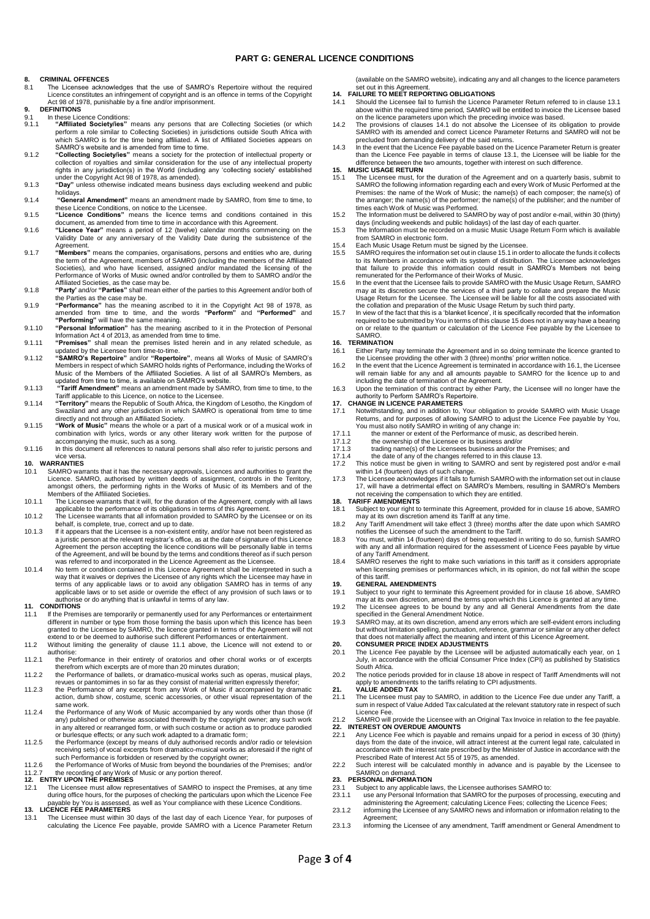# PART G: GENERAL LICENCE CONDITIONS

**8. CRIMINAL OFFENCES**

8.1 The Licensee acknowledges that the use of SAMRO's Repertoire without the required Licence constitutes an infringement of copyright and is an offence in terms of the Copyright Act 98 of 1978, punishable by a fine and/or imprisonment.

**9. DEFINITIONS**

9.1 In these Licence Conditions:

9.1.1 **"Affiliated Society/ies"** means any persons that are Collecting Societies (or which perform a role similar to Collecting Societies) in jurisdictions outside South Africa with which SAMRO is for the time being affiliated. A list of Affiliated Societies appears on SAMRO's website and is amended from time to time.

9.1.2 **"Collecting Society/ies"** means a society for the protection of intellectual property or collection of royalties and similar consideration for the use of any intellectual property rights in any jurisdiction(s) in the World (including any 'collecting society' established under the Copyright Act 98 of 1978, as amended).

9.1.3 **"Day"** unless otherwise indicated means business days excluding weekend and public holidays.

9.1.4 **"General Amendment"** means an amendment made by SAMRO, from time to time, to these Licence Conditions, on notice to the Licensee.

9.1.5 **"Licence Conditions"** means the licence terms and conditions contained in this document, as amended from time to time in accordance with this Agreement.

9.1.6 **"Licence Year"** means a period of 12 (twelve) calendar months commencing on the Validity Date or any anniversary of the Validity Date during the subsistence of the Agreement.

9.1.7 **"Members"** means the companies, organisations, persons and entities who are, during the term of the Agreement, members of SAMRO (including the members of the Affiliated Societies), and who have licensed, assigned and/or mandated the licensing of the Performance of Works of Music owned and/or controlled by them to SAMRO and/or the Affiliated Societies, as the case may be.

9.1.8 **"Party'** and/or **"Parties"** shall mean either of the parties to this Agreement and/or both of the Parties as the case may be.

9.1.9 **"Performance"** has the meaning ascribed to it in the Copyright Act 98 of 1978, as amended from time to time, and the words **"Perform"** and **"Performed"** and **"Performing"** will have the same meaning.

9.1.10 **"Personal Information"** has the meaning ascribed to it in the Protection of Personal Information Act 4 of 2013, as amended from time to time.

9.1.11 **"Premises"** shall mean the premises listed herein and in any related schedule, as updated by the Licensee from time-to-time.

9.1.12 **"SAMRO's Repertoire"** and/or **"Repertoire"**, means all Works of Music of SAMRO's Members in respect of which SAMRO holds rights of Performance, including the Works of Music of the Members of the Affiliated Societies. A list of all SAMRO's Members, as updated from time to time, is available on SAMRO's website.

9.1.13 **"Tariff Amendment"** means an amendment made by SAMRO, from time to time, to the Tariff applicable to this Licence, on notice to the Licensee.

9.1.14 **"Territory"** means the Republic of South Africa, the Kingdom of Lesotho, the Kingdom of Swaziland and any other jurisdiction in which SAMRO is operational from time to time directly and not through an Affiliated Society.

9.1.15 **"Work of Music"** means the whole or a part of a musical work or of a musical work in combination with lyrics, words or any other literary work written for the purpose of accompanying the music, such as a song.

9.1.16 In this document all references to natural persons shall also refer to juristic persons and vice versa.

**10. WARRANTIES**

10.1 SAMRO warrants that it has the necessary approvals, Licences and authorities to grant the Licence. SAMRO, authorised by written deeds of assignment, controls in the Territory, amongst others, the performing rights in the Works of Music of its Members and of the Members of the Affiliated Societies.

10.1.1 The Licensee warrants that it will, for the duration of the Agreement, comply with all laws applicable to the performance of its obligations in terms of this Agreement.

10.1.2 The Licensee warrants that all information provided to SAMRO by the Licensee or on its behalf, is complete, true, correct and up to date.

10.1.3 If it appears that the Licensee is a non-existent entity, and/or have not been registered as a juristic person at the relevant registrar's office, as at the date of signature of this Licence Agreement the person accepting the licence conditions will be personally liable in terms of the Agreement, and will be bound by the terms and conditions thereof as if such person was referred to and incorporated in the Licence Agreement as the Licensee.

10.1.4 No term or condition contained in this Licence Agreement shall be interpreted in such a way that it waives or deprives the Licensee of any rights which the Licensee may have in terms of any applicable laws or to avoid any obligation SAMRO has in terms of any applicable laws or to set aside or override the effect of any provision of such laws or to authorise or do anything that is unlawful in terms of any law.

**11. CONDITIONS**

11.1 If the Premises are temporarily or permanently used for any Performances or entertainment different in number or type from those forming the basis upon which this licence has been granted to the Licensee by SAMRO, the licence granted in terms of the Agreement will not extend to or be deemed to authorise such different Performances or entertainment.

11.2 Without limiting the generality of clause 11.1 above, the Licence will not extend to or authorise:

11.2.1 the Performance in their entirety of oratorios and other choral works or of excerpts therefrom which excerpts are of more than 20 minutes duration;

11.2.2 the Performance of ballets, or dramatico-musical works such as operas, musical plays, revues or pantomimes in so far as they consist of material written expressly therefor;

11.2.3 the Performance of any excerpt from any Work of Music if accompanied by dramatic action, dumb show, costume, scenic accessories, or other visual representation of the same work.

11.2.4 the Performance of any Work of Music accompanied by any words other than those (if any) published or otherwise associated therewith by the copyright owner; any such work in any altered or rearranged form, or with such costume or action as to produce parodied or burlesque effects; or any such work adapted to a dramatic form;

11.2.5 the Performance (except by means of duly authorised records and/or radio or television receiving sets) of vocal excerpts from dramatico-musical works as aforesaid if the right of such Performance is forbidden or reserved by the copyright owner;

11.2.6 the Performance of Works of Music from beyond the boundaries of the Premises; and/or

11.2.7 the recording of any Work of Music or any portion thereof.

**12. ENTRY UPON THE PREMISES**

12.1 The Licensee must allow representatives of SAMRO to inspect the Premises, at any time during office hours, for the purposes of checking the particulars upon which the Licence Fee payable by You is assessed, as well as Your compliance with these Licence Conditions.

**13. LICENCE FEE PARAMETERS**

13.1 The Licensee must within 30 days of the last day of each Licence Year, for purposes of calculating the Licence Fee payable, provide SAMRO with a Licence Parameter Return (available on the SAMRO website), indicating any and all changes to the licence parameters set out in this Agreement.

**14. FAILURE TO MEET REPORTING OBLIGATIONS**

14.1 Should the Licensee fail to furnish the Licence Parameter Return referred to in clause 13.1 above within the required time period, SAMRO will be entitled to invoice the Licensee based on the licence parameters upon which the preceding invoice was based.

14.2 The provisions of clauses 14.1 do not absolve the Licensee of its obligation to provide SAMRO with its amended and correct Licence Parameter Returns and SAMRO will not be precluded from demanding delivery of the said returns.

14.3 In the event that the Licence Fee payable based on the Licence Parameter Return is greater than the Licence Fee payable in terms of clause 13.1, the Licensee will be liable for the difference between the two amounts, together with interest on such difference.

**15. MUSIC USAGE RETURN**

15.1 The Licensee must, for the duration of the Agreement and on a quarterly basis, submit to SAMRO the following information regarding each and every Work of Music Performed at the Premises: the name of the Work of Music; the name(s) of each composer; the name(s) of the arranger; the name(s) of the performer; the name(s) of the publisher; and the number of times each Work of Music was Performed.

15.2 The Information must be delivered to SAMRO by way of post and/or e-mail, within 30 (thirty) days (including weekends and public holidays) of the last day of each quarter.

15.3 The Information must be recorded on a music Music Usage Return Form which is available from SAMRO in electronic form.

15.4 Each Music Usage Return must be signed by the Licensee.

15.5 SAMRO requires the information set out in clause 15.1 in order to allocate the funds it collects to its Members in accordance with its system of distribution. The Licensee acknowledges that failure to provide this information could result in SAMRO's Members not being remunerated for the Performance of their Works of Music.

15.6 In the event that the Licensee fails to provide SAMRO with the Music Usage Return, SAMRO may at its discretion secure the services of a third party to collate and prepare the Music Usage Return for the Licensee. The Licensee will be liable for all the costs associated with the collation and preparation of the Music Usage Return by such third party.

15.7 In view of the fact that this is a 'blanket licence', it is specifically recorded that the information required to be submitted by You in terms of this clause 15 does not in any way have a bearing on or relate to the quantum or calculation of the Licence Fee payable by the Licensee to SAMRO.

**16. TERMINATION**

16.1 Either Party may terminate the Agreement and in so doing terminate the licence granted to the Licensee providing the other with 3 (three) months' prior written notice.

16.2 In the event that the Licence Agreement is terminated in accordance with 16.1, the Licensee will remain liable for any and all amounts payable to SAMRO for the licence up to and including the date of termination of the Agreement.

16.3 Upon the termination of this contract by either Party, the Licensee will no longer have the authority to Perform SAMRO's Repertoire.

**17. CHANGE IN LICENCE PARAMETERS**

17.1 Notwithstanding, and in addition to, Your obligation to provide SAMRO with Music Usage Returns, and for purposes of allowing SAMRO to adjust the Licence Fee payable by You, You must also notify SAMRO in writing of any change in:

17.1.1 the manner or extent of the Performance of music, as described herein.

17.1.2 the ownership of the Licensee or its business and/or

17.1.3 trading name(s) of the Licensees business and/or the Premises; and

17.1.4 the date of any of the changes referred to in this clause 13.

17.2 This notice must be given in writing to SAMRO and sent by registered post and/or e-mail within 14 (fourteen) days of such change.

17.3 The Licensee acknowledges if it fails to furnish SAMRO with the information set out in clause 17, will have a detrimental effect on SAMRO's Members, resulting in SAMRO's Members not receiving the compensation to which they are entitled.

**18. TARIFF AMENDMENTS**

18.1 Subject to your right to terminate this Agreement, provided for in clause 16 above, SAMRO may at its own discretion amend its Tariff at any time.

18.2 Any Tariff Amendment will take effect 3 (three) months after the date upon which SAMRO notifies the Licensee of such the amendment to the Tariff.

18.3 You must, within 14 (fourteen) days of being requested in writing to do so, furnish SAMRO with any and all information required for the assessment of Licence Fees payable by virtue of any Tariff Amendment.

18.4 SAMRO reserves the right to make such variations in this tariff as it considers appropriate when licensing premises or performances which, in its opinion, do not fall within the scope of this tariff.

**19. GENERAL AMENDMENTS**

19.1 Subject to your right to terminate this Agreement provided for in clause 16 above, SAMRO may at its own discretion, amend the terms upon which this Licence is granted at any time.

19.2 The Licensee agrees to be bound by any and all General Amendments from the date specified in the General Amendment Notice.

19.3 SAMRO may, at its own discretion, amend any errors which are self-evident errors including but without limitation spelling, punctuation, reference, grammar or similar or any other defect that does not materially affect the meaning and intent of this Licence Agreement.

**20. CONSUMER PRICE INDEX ADJUSTMENTS**

20.1 The Licence Fee payable by the Licensee will be adjusted automatically each year, on 1 July, in accordance with the official Consumer Price Index (CPI) as published by Statistics South Africa.

20.2 The notice periods provided for in clause 18 above in respect of Tariff Amendments will not apply to amendments to the tariffs relating to CPI adjustments.

**21. VALUE ADDED TAX**

21.1 The Licensee must pay to SAMRO, in addition to the Licence Fee due under any Tariff, a sum in respect of Value Added Tax calculated at the relevant statutory rate in respect of such Licence Fee.

21.2 SAMRO will provide the Licensee with an Original Tax Invoice in relation to the fee payable.

**22. INTEREST ON OVERDUE AMOUNTS**

22.1 Any Licence Fee which is payable and remains unpaid for a period in excess of 30 (thirty) days from the date of the invoice, will attract interest at the current legal rate, calculated in accordance with the interest rate prescribed by the Minister of Justice in accordance with the Prescribed Rate of Interest Act 55 of 1975, as amended.

22.2 Such interest will be calculated monthly in advance and is payable by the Licensee to SAMRO on demand.

**23. PERSONAL INFORMATION**

23.1 Subject to any applicable laws, the Licensee authorises SAMRO to:

23.1.1 use any Personal Information that SAMRO for the purposes of processing, executing and administering the Agreement; calculating Licence Fees; collecting the Licence Fees;

23.1.2 informing the Licensee of any SAMRO news and information or information relating to the Agreement;

23.1.3 informing the Licensee of any amendment, Tariff amendment or General Amendment to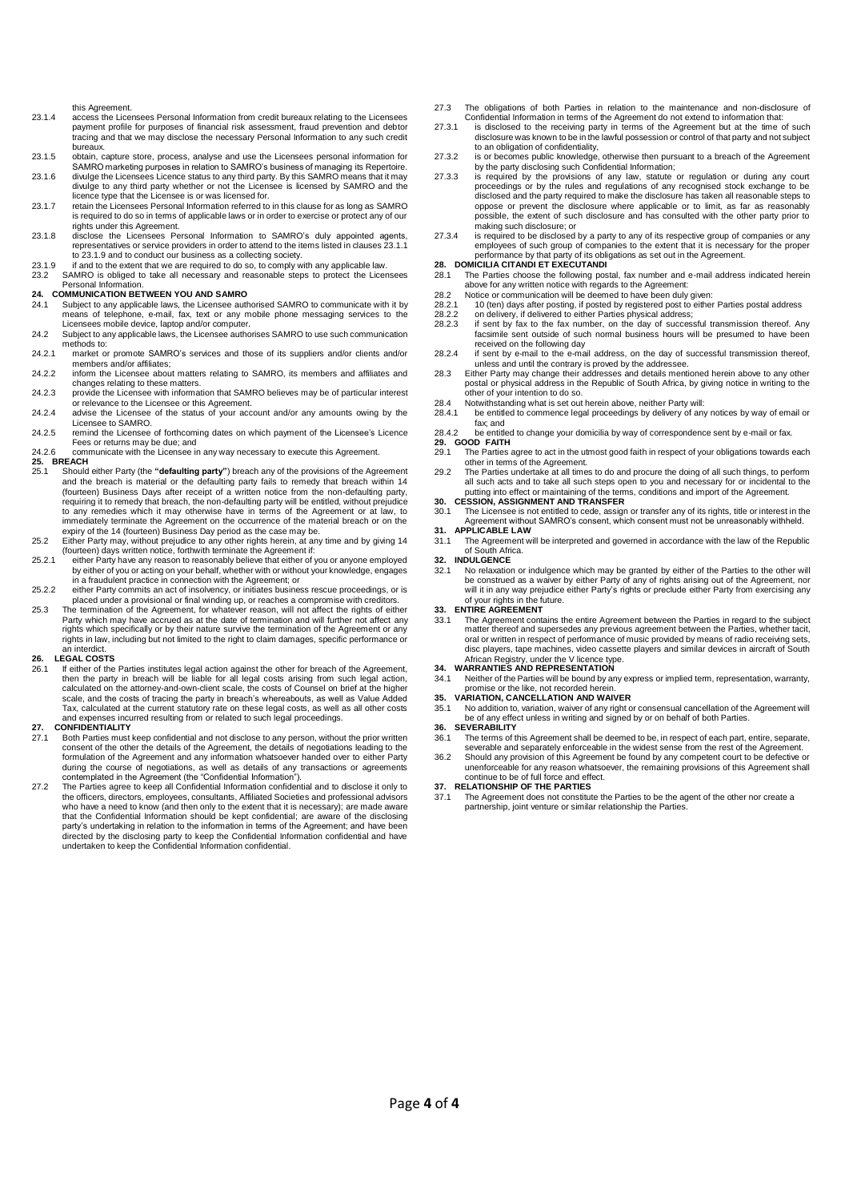this Agreement.

23.1.4 access the Licensees Personal Information from credit bureaux relating to the Licensees payment profile for purposes of financial risk assessment, fraud prevention and debtor tracing and that we may disclose the necessary Personal Information to any such credit bureaux.

23.1.5 obtain, capture store, process, analyse and use the Licensees personal information for SAMRO marketing purposes in relation to SAMRO's business of managing its Repertoire.

23.1.6 divulge the Licensees Licence status to any third party. By this SAMRO means that it may divulge to any third party whether or not the Licensee is licensed by SAMRO and the licence type that the Licensee is or was licensed for.

23.1.7 retain the Licensees Personal Information referred to in this clause for as long as SAMRO is required to do so in terms of applicable laws or in order to exercise or protect any of our rights under this Agreement.

23.1.8 disclose the Licensees Personal Information to SAMRO's duly appointed agents, representatives or service providers in order to attend to the items listed in clauses 23.1.1 to 23.1.9 and to conduct our business as a collecting society.

23.1.9 if and to the extent that we are required to do so, to comply with any applicable law.

23.2 SAMRO is obliged to take all necessary and reasonable steps to protect the Licensees Personal Information.

**24. COMMUNICATION BETWEEN YOU AND SAMRO**

24.1 Subject to any applicable laws, the Licensee authorised SAMRO to communicate with it by means of telephone, e-mail, fax, text or any mobile phone messaging services to the Licensees mobile device, laptop and/or computer.

24.2 Subject to any applicable laws, the Licensee authorises SAMRO to use such communication methods to:

24.2.1 market or promote SAMRO's services and those of its suppliers and/or clients and/or members and/or affiliates;

24.2.2 inform the Licensee about matters relating to SAMRO, its members and affiliates and changes relating to these matters.

24.2.3 provide the Licensee with information that SAMRO believes may be of particular interest or relevance to the Licensee or this Agreement.

24.2.4 advise the Licensee of the status of your account and/or any amounts owing by the Licensee to SAMRO.

24.2.5 remind the Licensee of forthcoming dates on which payment of the Licensee's Licence Fees or returns may be due; and

24.2.6 communicate with the Licensee in any way necessary to execute this Agreement.

**25. BREACH**

25.1 Should either Party (the **"defaulting party"**) breach any of the provisions of the Agreement and the breach is material or the defaulting party fails to remedy that breach within 14 (fourteen) Business Days after receipt of a written notice from the non-defaulting party, requiring it to remedy that breach, the non-defaulting party will be entitled, without prejudice to any remedies which it may otherwise have in terms of the Agreement or at law, to immediately terminate the Agreement on the occurrence of the material breach or on the expiry of the 14 (fourteen) Business Day period as the case may be.

25.2 Either Party may, without prejudice to any other rights herein, at any time and by giving 14 (fourteen) days written notice, forthwith terminate the Agreement if:

25.2.1 either Party have any reason to reasonably believe that either of you or anyone employed by either of you or acting on your behalf, whether with or without your knowledge, engages in a fraudulent practice in connection with the Agreement; or

25.2.2 either Party commits an act of insolvency, or initiates business rescue proceedings, or is placed under a provisional or final winding up, or reaches a compromise with creditors.

25.3 The termination of the Agreement, for whatever reason, will not affect the rights of either Party which may have accrued as at the date of termination and will further not affect any rights which specifically or by their nature survive the termination of the Agreement or any rights in law, including but not limited to the right to claim damages, specific performance or an interdict.

**26. LEGAL COSTS**

26.1 If either of the Parties institutes legal action against the other for breach of the Agreement, then the party in breach will be liable for all legal costs arising from such legal action, calculated on the attorney-and-own-client scale, the costs of Counsel on brief at the higher scale, and the costs of tracing the party in breach's whereabouts, as well as Value Added Tax, calculated at the current statutory rate on these legal costs, as well as all other costs and expenses incurred resulting from or related to such legal proceedings.

**27. CONFIDENTIALITY**

27.1 Both Parties must keep confidential and not disclose to any person, without the prior written consent of the other the details of the Agreement, the details of negotiations leading to the formulation of the Agreement and any information whatsoever handed over to either Party during the course of negotiations, as well as details of any transactions or agreements contemplated in the Agreement (the "Confidential Information").

27.2 The Parties agree to keep all Confidential Information confidential and to disclose it only to the officers, directors, employees, consultants, Affiliated Societies and professional advisors who have a need to know (and then only to the extent that it is necessary); are made aware that the Confidential Information should be kept confidential; are aware of the disclosing party's undertaking in relation to the information in terms of the Agreement; and have been directed by the disclosing party to keep the Confidential Information confidential and have undertaken to keep the Confidential Information confidential.

27.3 The obligations of both Parties in relation to the maintenance and non-disclosure of Confidential Information in terms of the Agreement do not extend to information that:

27.3.1 is disclosed to the receiving party in terms of the Agreement but at the time of such disclosure was known to be in the lawful possession or control of that party and not subject to an obligation of confidentiality,

27.3.2 is or becomes public knowledge, otherwise then pursuant to a breach of the Agreement by the party disclosing such Confidential Information;

27.3.3 is required by the provisions of any law, statute or regulation or during any court proceedings or by the rules and regulations of any recognised stock exchange to be disclosed and the party required to make the disclosure has taken all reasonable steps to oppose or prevent the disclosure where applicable or to limit, as far as reasonably possible, the extent of such disclosure and has consulted with the other party prior to making such disclosure; or

27.3.4 is required to be disclosed by a party to any of its respective group of companies or any employees of such group of companies to the extent that it is necessary for the proper performance by that party of its obligations as set out in the Agreement.

**28. DOMICILIA CITANDI ET EXECUTANDI**

28.1 The Parties choose the following postal, fax number and e-mail address indicated herein above for any written notice with regards to the Agreement:

28.2 Notice or communication will be deemed to have been duly given:

28.2.1 10 (ten) days after posting, if posted by registered post to either Parties postal address

28.2.2 on delivery, if delivered to either Parties physical address;

28.2.3 if sent by fax to the fax number, on the day of successful transmission thereof. Any facsimile sent outside of such normal business hours will be presumed to have been received on the following day

28.2.4 if sent by e-mail to the e-mail address, on the day of successful transmission thereof, unless and until the contrary is proved by the addressee.

28.3 Either Party may change their addresses and details mentioned herein above to any other postal or physical address in the Republic of South Africa, by giving notice in writing to the other of your intention to do so.

28.4 Notwithstanding what is set out herein above, neither Party will:

28.4.1 be entitled to commence legal proceedings by delivery of any notices by way of email or fax; and

28.4.2 be entitled to change your domicilia by way of correspondence sent by e-mail or fax.

**29. GOOD FAITH**

29.1 The Parties agree to act in the utmost good faith in respect of your obligations towards each other in terms of the Agreement.

29.2 The Parties undertake at all times to do and procure the doing of all such things, to perform all such acts and to take all such steps open to you and necessary for or incidental to the putting into effect or maintaining of the terms, conditions and import of the Agreement.

**30. CESSION, ASSIGNMENT AND TRANSFER**

30.1 The Licensee is not entitled to cede, assign or transfer any of its rights, title or interest in the Agreement without SAMRO's consent, which consent must not be unreasonably withheld.

**31. APPLICABLE LAW**

31.1 The Agreement will be interpreted and governed in accordance with the law of the Republic of South Africa.

**32. INDULGENCE**

32.1 No relaxation or indulgence which may be granted by either of the Parties to the other will be construed as a waiver by either Party of any of rights arising out of the Agreement, nor will it in any way prejudice either Party's rights or preclude either Party from exercising any of your rights in the future.

**33. ENTIRE AGREEMENT**

33.1 The Agreement contains the entire Agreement between the Parties in regard to the subject matter thereof and supersedes any previous agreement between the Parties, whether tacit, oral or written in respect of performance of music provided by means of radio receiving sets, disc players, tape machines, video cassette players and similar devices in aircraft of South African Registry, under the V licence type.

**34. WARRANTIES AND REPRESENTATION**

34.1 Neither of the Parties will be bound by any express or implied term, representation, warranty, promise or the like, not recorded herein.

**35. VARIATION, CANCELLATION AND WAIVER**

35.1 No addition to, variation, waiver of any right or consensual cancellation of the Agreement will be of any effect unless in writing and signed by or on behalf of both Parties.

**36. SEVERABILITY**

36.1 The terms of this Agreement shall be deemed to be, in respect of each part, entire, separate, severable and separately enforceable in the widest sense from the rest of the Agreement.

36.2 Should any provision of this Agreement be found by any competent court to be defective or unenforceable for any reason whatsoever, the remaining provisions of this Agreement shall continue to be of full force and effect.

**37. RELATIONSHIP OF THE PARTIES**

37.1 The Agreement does not constitute the Parties to be the agent of the other nor create a partnership, joint venture or similar relationship the Parties.